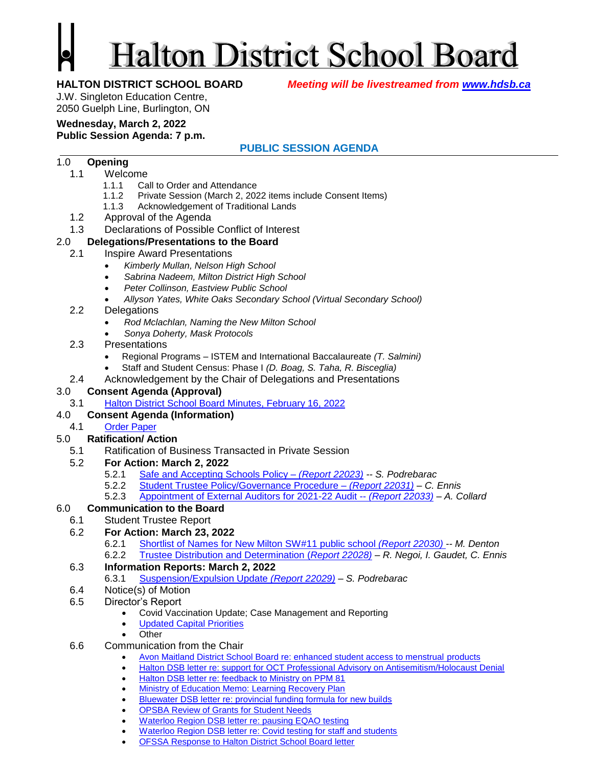# Halton District School Board

**HALTON DISTRICT SCHOOL BOARD** *Meeting will be livestreamed from www.hdsb.ca*

J.W. Singleton Education Centre,
2050 Guelph Line, Burlington, ON

**Wednesday, March 2, 2022**
**Public Session Agenda: 7 p.m.**

## PUBLIC SESSION AGENDA

1.0 **Opening**

- 1.1 Welcome
  - 1.1.1 Call to Order and Attendance
  - 1.1.2 Private Session (March 2, 2022 items include Consent Items)
  - 1.1.3 Acknowledgement of Traditional Lands
- 1.2 Approval of the Agenda
- 1.3 Declarations of Possible Conflict of Interest

2.0 **Delegations/Presentations to the Board**

- 2.1 Inspire Award Presentations
  - *Kimberly Mullan, Nelson High School*
  - *Sabrina Nadeem, Milton District High School*
  - *Peter Collinson, Eastview Public School*
  - *Allyson Yates, White Oaks Secondary School (Virtual Secondary School)*
- 2.2 Delegations
  - *Rod Mclachlan, Naming the New Milton School*
  - *Sonya Doherty, Mask Protocols*
- 2.3 Presentations
  - Regional Programs – ISTEM and International Baccalaureate *(T. Salmini)*
  - Staff and Student Census: Phase I *(D. Boag, S. Taha, R. Bisceglia)*
- 2.4 Acknowledgement by the Chair of Delegations and Presentations

3.0 **Consent Agenda (Approval)**

- 3.1 Halton District School Board Minutes, February 16, 2022

4.0 **Consent Agenda (Information)**

- 4.1 Order Paper

5.0 **Ratification/ Action**

- 5.1 Ratification of Business Transacted in Private Session
- 5.2 **For Action: March 2, 2022**
  - 5.2.1 Safe and Accepting Schools Policy – *(Report 22023)* -- *S. Podrebarac*
  - 5.2.2 Student Trustee Policy/Governance Procedure – *(Report 22031)* – *C. Ennis*
  - 5.2.3 Appointment of External Auditors for 2021-22 Audit -- *(Report 22033)* – *A. Collard*

6.0 **Communication to the Board**

- 6.1 Student Trustee Report
- 6.2 **For Action: March 23, 2022**
  - 6.2.1 Shortlist of Names for New Milton SW#11 public school *(Report 22030)* -- *M. Denton*
  - 6.2.2 Trustee Distribution and Determination *(Report 22028)* – *R. Negoi, I. Gaudet, C. Ennis*
- 6.3 **Information Reports: March 2, 2022**
  - 6.3.1 Suspension/Expulsion Update *(Report 22029)* – *S. Podrebarac*
- 6.4 Notice(s) of Motion
- 6.5 Director's Report
  - Covid Vaccination Update; Case Management and Reporting
  - Updated Capital Priorities
  - Other
- 6.6 Communication from the Chair
  - Avon Maitland District School Board re: enhanced student access to menstrual products
  - Halton DSB letter re: support for OCT Professional Advisory on Antisemitism/Holocaust Denial
  - Halton DSB letter re: feedback to Ministry on PPM 81
  - Ministry of Education Memo: Learning Recovery Plan
  - Bluewater DSB letter re: provincial funding formula for new builds
  - OPSBA Review of Grants for Student Needs
  - Waterloo Region DSB letter re: pausing EQAO testing
  - Waterloo Region DSB letter re: Covid testing for staff and students
  - OFSSA Response to Halton District School Board letter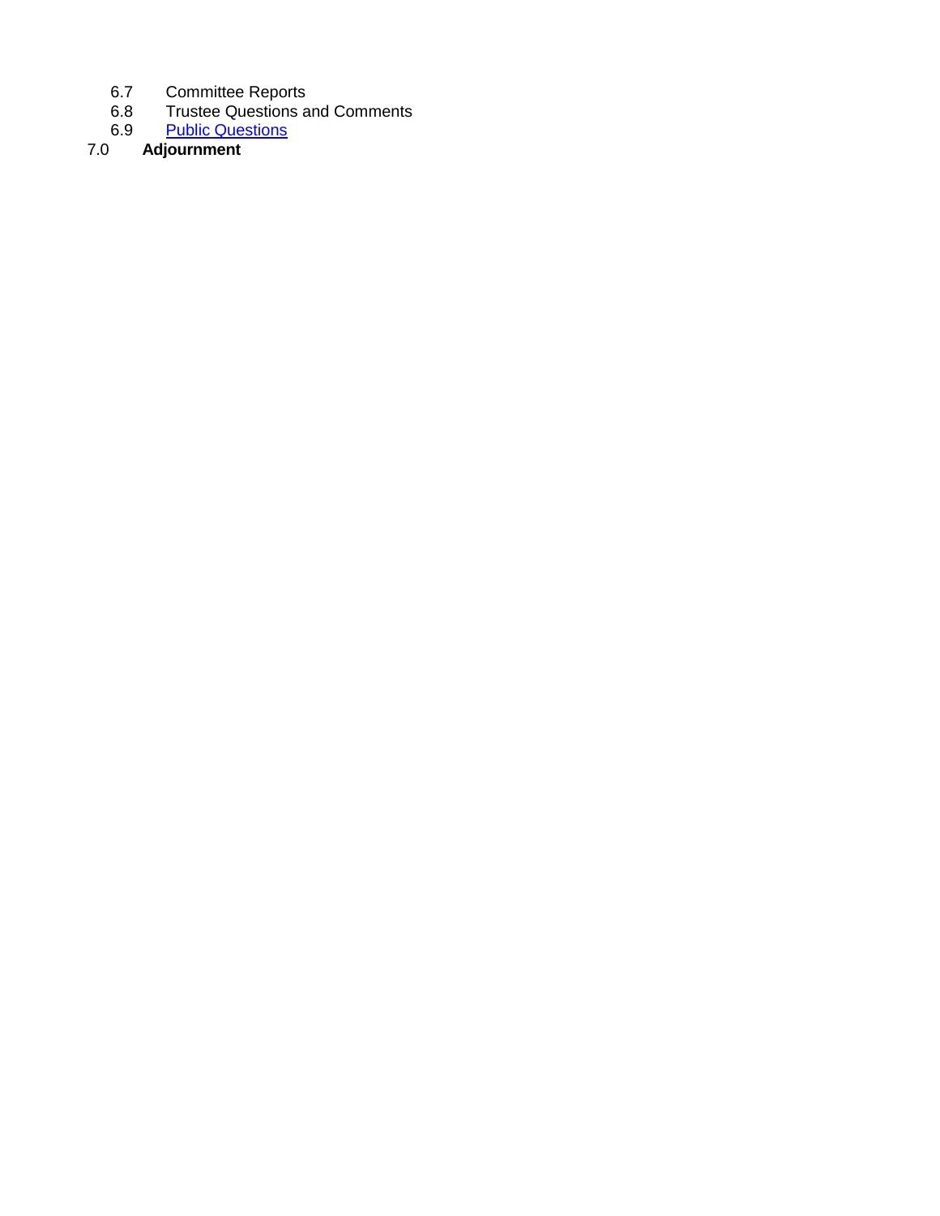6.7 Committee Reports
6.8 Trustee Questions and Comments
6.9 Public Questions

7.0 **Adjournment**